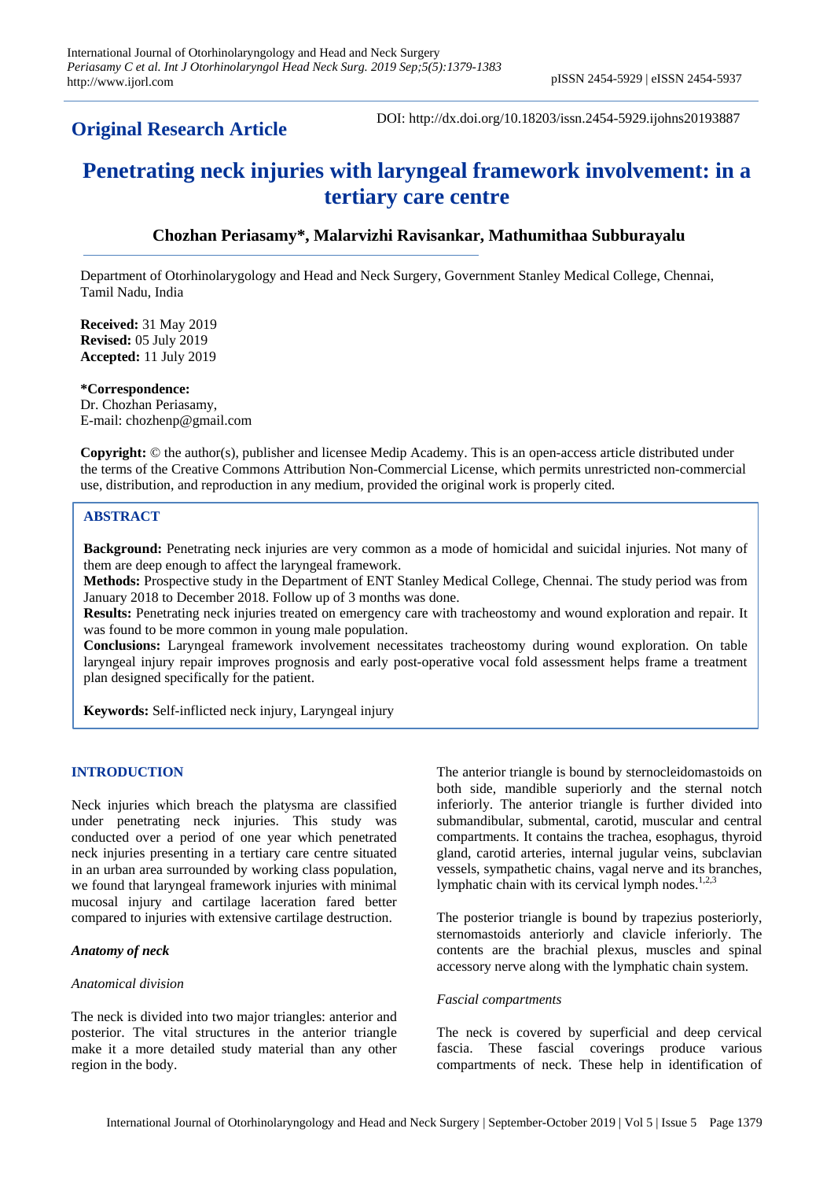**Original Research Article**

DOI: http://dx.doi.org/10.18203/issn.2454-5929.ijohns20193887

# Penetrating neck injuries with laryngeal framework involvement: in a tertiary care centre

**Chozhan Periasamy*, Malarvizhi Ravisankar, Mathumithaa Subburayalu**

Department of Otorhinolarygology and Head and Neck Surgery, Government Stanley Medical College, Chennai, Tamil Nadu, India

**Received:** 31 May 2019
**Revised:** 05 July 2019
**Accepted:** 11 July 2019

***Correspondence:**
Dr. Chozhan Periasamy,
E-mail: chozhenp@gmail.com

**Copyright:** © the author(s), publisher and licensee Medip Academy. This is an open-access article distributed under the terms of the Creative Commons Attribution Non-Commercial License, which permits unrestricted non-commercial use, distribution, and reproduction in any medium, provided the original work is properly cited.

## ABSTRACT

**Background:** Penetrating neck injuries are very common as a mode of homicidal and suicidal injuries. Not many of them are deep enough to affect the laryngeal framework.

**Methods:** Prospective study in the Department of ENT Stanley Medical College, Chennai. The study period was from January 2018 to December 2018. Follow up of 3 months was done.

**Results:** Penetrating neck injuries treated on emergency care with tracheostomy and wound exploration and repair. It was found to be more common in young male population.

**Conclusions:** Laryngeal framework involvement necessitates tracheostomy during wound exploration. On table laryngeal injury repair improves prognosis and early post-operative vocal fold assessment helps frame a treatment plan designed specifically for the patient.

**Keywords:** Self-inflicted neck injury, Laryngeal injury

## INTRODUCTION

Neck injuries which breach the platysma are classified under penetrating neck injuries. This study was conducted over a period of one year which penetrated neck injuries presenting in a tertiary care centre situated in an urban area surrounded by working class population, we found that laryngeal framework injuries with minimal mucosal injury and cartilage laceration fared better compared to injuries with extensive cartilage destruction.

### *Anatomy of neck*

#### *Anatomical division*

The neck is divided into two major triangles: anterior and posterior. The vital structures in the anterior triangle make it a more detailed study material than any other region in the body.

The anterior triangle is bound by sternocleidomastoids on both side, mandible superiorly and the sternal notch inferiorly. The anterior triangle is further divided into submandibular, submental, carotid, muscular and central compartments. It contains the trachea, esophagus, thyroid gland, carotid arteries, internal jugular veins, subclavian vessels, sympathetic chains, vagal nerve and its branches, lymphatic chain with its cervical lymph nodes.[1,2,3]

The posterior triangle is bound by trapezius posteriorly, sternomastoids anteriorly and clavicle inferiorly. The contents are the brachial plexus, muscles and spinal accessory nerve along with the lymphatic chain system.

#### *Fascial compartments*

The neck is covered by superficial and deep cervical fascia. These fascial coverings produce various compartments of neck. These help in identification of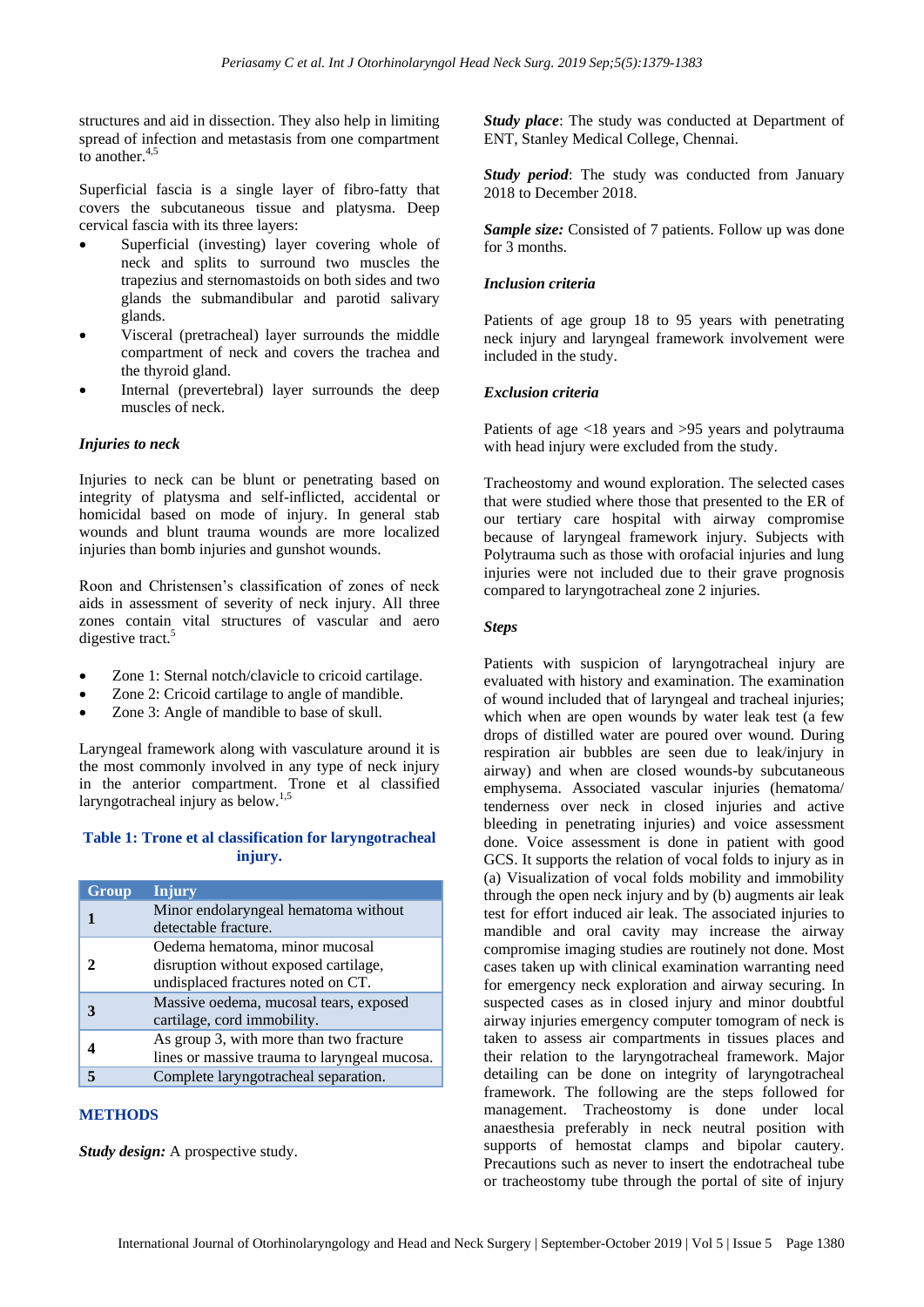structures and aid in dissection. They also help in limiting spread of infection and metastasis from one compartment to another.[4,5]

Superficial fascia is a single layer of fibro-fatty that covers the subcutaneous tissue and platysma. Deep cervical fascia with its three layers:

- Superficial (investing) layer covering whole of neck and splits to surround two muscles the trapezius and sternomastoids on both sides and two glands the submandibular and parotid salivary glands.
- Visceral (pretracheal) layer surrounds the middle compartment of neck and covers the trachea and the thyroid gland.
- Internal (prevertebral) layer surrounds the deep muscles of neck.

### *Injuries to neck*

Injuries to neck can be blunt or penetrating based on integrity of platysma and self-inflicted, accidental or homicidal based on mode of injury. In general stab wounds and blunt trauma wounds are more localized injuries than bomb injuries and gunshot wounds.

Roon and Christensen's classification of zones of neck aids in assessment of severity of neck injury. All three zones contain vital structures of vascular and aero digestive tract.[5]

- Zone 1: Sternal notch/clavicle to cricoid cartilage.
- Zone 2: Cricoid cartilage to angle of mandible.
- Zone 3: Angle of mandible to base of skull.

Laryngeal framework along with vasculature around it is the most commonly involved in any type of neck injury in the anterior compartment. Trone et al classified laryngotracheal injury as below.[1,5]

**Table 1: Trone et al classification for laryngotracheal injury.**

| Group | Injury |
|---|---|
| 1 | Minor endolaryngeal hematoma without detectable fracture. |
| 2 | Oedema hematoma, minor mucosal disruption without exposed cartilage, undisplaced fractures noted on CT. |
| 3 | Massive oedema, mucosal tears, exposed cartilage, cord immobility. |
| 4 | As group 3, with more than two fracture lines or massive trauma to laryngeal mucosa. |
| 5 | Complete laryngotracheal separation. |

## METHODS

***Study design:*** A prospective study.

***Study place***: The study was conducted at Department of ENT, Stanley Medical College, Chennai.

***Study period***: The study was conducted from January 2018 to December 2018.

***Sample size:*** Consisted of 7 patients. Follow up was done for 3 months.

### *Inclusion criteria*

Patients of age group 18 to 95 years with penetrating neck injury and laryngeal framework involvement were included in the study.

### *Exclusion criteria*

Patients of age <18 years and >95 years and polytrauma with head injury were excluded from the study.

Tracheostomy and wound exploration. The selected cases that were studied where those that presented to the ER of our tertiary care hospital with airway compromise because of laryngeal framework injury. Subjects with Polytrauma such as those with orofacial injuries and lung injuries were not included due to their grave prognosis compared to laryngotracheal zone 2 injuries.

### *Steps*

Patients with suspicion of laryngotracheal injury are evaluated with history and examination. The examination of wound included that of laryngeal and tracheal injuries; which when are open wounds by water leak test (a few drops of distilled water are poured over wound. During respiration air bubbles are seen due to leak/injury in airway) and when are closed wounds-by subcutaneous emphysema. Associated vascular injuries (hematoma/ tenderness over neck in closed injuries and active bleeding in penetrating injuries) and voice assessment done. Voice assessment is done in patient with good GCS. It supports the relation of vocal folds to injury as in (a) Visualization of vocal folds mobility and immobility through the open neck injury and by (b) augments air leak test for effort induced air leak. The associated injuries to mandible and oral cavity may increase the airway compromise imaging studies are routinely not done. Most cases taken up with clinical examination warranting need for emergency neck exploration and airway securing. In suspected cases as in closed injury and minor doubtful airway injuries emergency computer tomogram of neck is taken to assess air compartments in tissues places and their relation to the laryngotracheal framework. Major detailing can be done on integrity of laryngotracheal framework. The following are the steps followed for management. Tracheostomy is done under local anaesthesia preferably in neck neutral position with supports of hemostat clamps and bipolar cautery. Precautions such as never to insert the endotracheal tube or tracheostomy tube through the portal of site of injury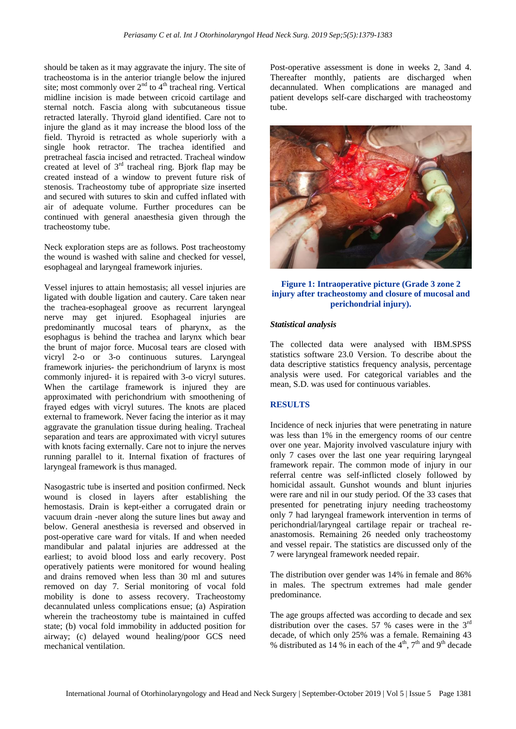should be taken as it may aggravate the injury. The site of tracheostoma is in the anterior triangle below the injured site; most commonly over 2nd to 4th tracheal ring. Vertical midline incision is made between cricoid cartilage and sternal notch. Fascia along with subcutaneous tissue retracted laterally. Thyroid gland identified. Care not to injure the gland as it may increase the blood loss of the field. Thyroid is retracted as whole superiorly with a single hook retractor. The trachea identified and pretracheal fascia incised and retracted. Tracheal window created at level of 3rd tracheal ring. Bjork flap may be created instead of a window to prevent future risk of stenosis. Tracheostomy tube of appropriate size inserted and secured with sutures to skin and cuffed inflated with air of adequate volume. Further procedures can be continued with general anaesthesia given through the tracheostomy tube.

Neck exploration steps are as follows. Post tracheostomy the wound is washed with saline and checked for vessel, esophageal and laryngeal framework injuries.

Vessel injures to attain hemostasis; all vessel injuries are ligated with double ligation and cautery. Care taken near the trachea-esophageal groove as recurrent laryngeal nerve may get injured. Esophageal injuries are predominantly mucosal tears of pharynx, as the esophagus is behind the trachea and larynx which bear the brunt of major force. Mucosal tears are closed with vicryl 2-o or 3-o continuous sutures. Laryngeal framework injuries- the perichondrium of larynx is most commonly injured- it is repaired with 3-o vicryl sutures. When the cartilage framework is injured they are approximated with perichondrium with smoothening of frayed edges with vicryl sutures. The knots are placed external to framework. Never facing the interior as it may aggravate the granulation tissue during healing. Tracheal separation and tears are approximated with vicryl sutures with knots facing externally. Care not to injure the nerves running parallel to it. Internal fixation of fractures of laryngeal framework is thus managed.

Nasogastric tube is inserted and position confirmed. Neck wound is closed in layers after establishing the hemostasis. Drain is kept-either a corrugated drain or vacuum drain -never along the suture lines but away and below. General anesthesia is reversed and observed in post-operative care ward for vitals. If and when needed mandibular and palatal injuries are addressed at the earliest; to avoid blood loss and early recovery. Post operatively patients were monitored for wound healing and drains removed when less than 30 ml and sutures removed on day 7. Serial monitoring of vocal fold mobility is done to assess recovery. Tracheostomy decannulated unless complications ensue; (a) Aspiration wherein the tracheostomy tube is maintained in cuffed state; (b) vocal fold immobility in adducted position for airway; (c) delayed wound healing/poor GCS need mechanical ventilation.

Post-operative assessment is done in weeks 2, 3and 4. Thereafter monthly, patients are discharged when decannulated. When complications are managed and patient develops self-care discharged with tracheostomy tube.

**Figure 1: Intraoperative picture (Grade 3 zone 2 injury after tracheostomy and closure of mucosal and perichondrial injury).**

### *Statistical analysis*

The collected data were analysed with IBM.SPSS statistics software 23.0 Version. To describe about the data descriptive statistics frequency analysis, percentage analysis were used. For categorical variables and the mean, S.D. was used for continuous variables.

## RESULTS

Incidence of neck injuries that were penetrating in nature was less than 1% in the emergency rooms of our centre over one year. Majority involved vasculature injury with only 7 cases over the last one year requiring laryngeal framework repair. The common mode of injury in our referral centre was self-inflicted closely followed by homicidal assault. Gunshot wounds and blunt injuries were rare and nil in our study period. Of the 33 cases that presented for penetrating injury needing tracheostomy only 7 had laryngeal framework intervention in terms of perichondrial/laryngeal cartilage repair or tracheal re-anastomosis. Remaining 26 needed only tracheostomy and vessel repair. The statistics are discussed only of the 7 were laryngeal framework needed repair.

The distribution over gender was 14% in female and 86% in males. The spectrum extremes had male gender predominance.

The age groups affected was according to decade and sex distribution over the cases. 57 % cases were in the 3rd decade, of which only 25% was a female. Remaining 43 % distributed as 14 % in each of the 4th, 7th and 9th decade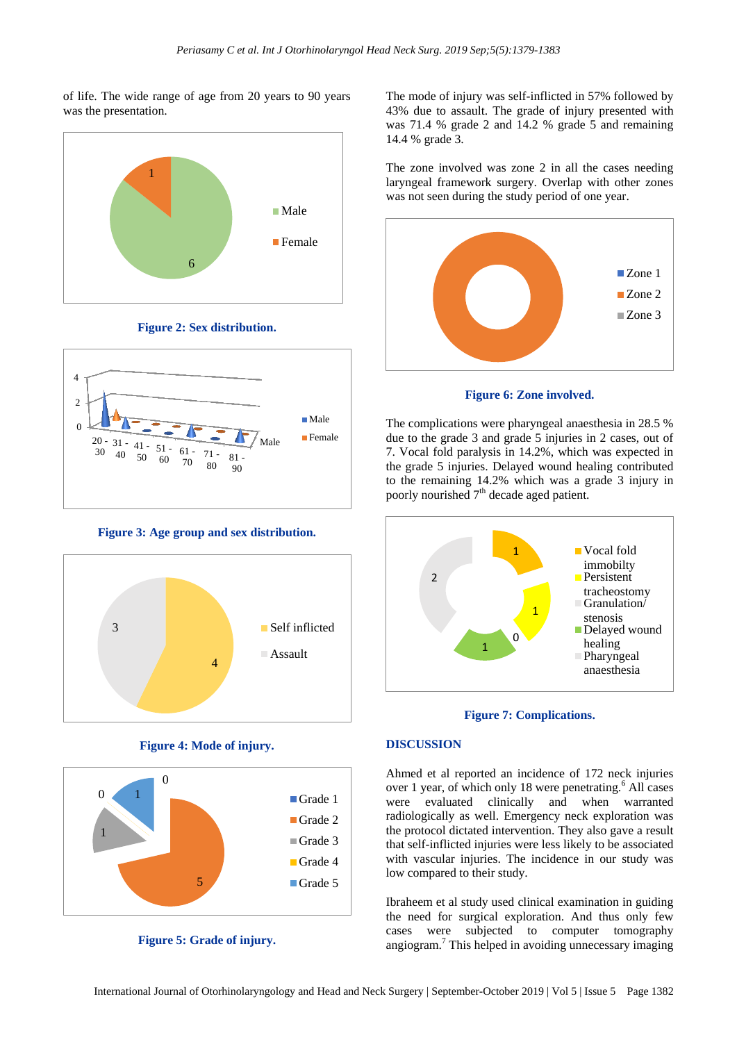of life. The wide range of age from 20 years to 90 years was the presentation.

**Figure 2: Sex distribution.**

**Figure 3: Age group and sex distribution.**

**Figure 4: Mode of injury.**

**Figure 5: Grade of injury.**

The mode of injury was self-inflicted in 57% followed by 43% due to assault. The grade of injury presented with was 71.4 % grade 2 and 14.2 % grade 5 and remaining 14.4 % grade 3.

The zone involved was zone 2 in all the cases needing laryngeal framework surgery. Overlap with other zones was not seen during the study period of one year.

**Figure 6: Zone involved.**

The complications were pharyngeal anaesthesia in 28.5 % due to the grade 3 and grade 5 injuries in 2 cases, out of 7. Vocal fold paralysis in 14.2%, which was expected in the grade 5 injuries. Delayed wound healing contributed to the remaining 14.2% which was a grade 3 injury in poorly nourished 7th decade aged patient.

**Figure 7: Complications.**

## DISCUSSION

Ahmed et al reported an incidence of 172 neck injuries over 1 year, of which only 18 were penetrating.[6] All cases were evaluated clinically and when warranted radiologically as well. Emergency neck exploration was the protocol dictated intervention. They also gave a result that self-inflicted injuries were less likely to be associated with vascular injuries. The incidence in our study was low compared to their study.

Ibraheem et al study used clinical examination in guiding the need for surgical exploration. And thus only few cases were subjected to computer tomography angiogram.[7] This helped in avoiding unnecessary imaging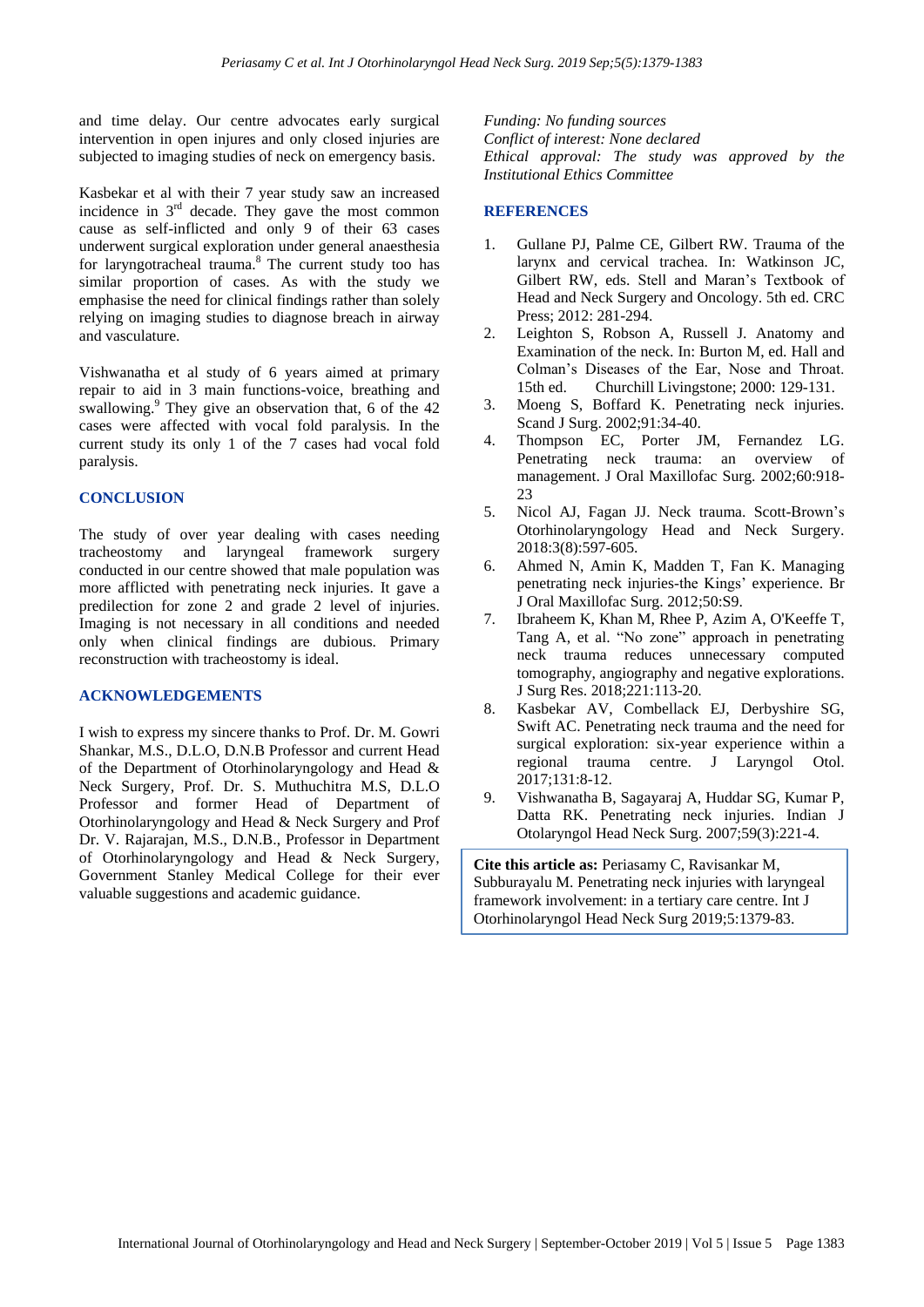and time delay. Our centre advocates early surgical intervention in open injures and only closed injuries are subjected to imaging studies of neck on emergency basis.

Kasbekar et al with their 7 year study saw an increased incidence in 3rd decade. They gave the most common cause as self-inflicted and only 9 of their 63 cases underwent surgical exploration under general anaesthesia for laryngotracheal trauma.[8] The current study too has similar proportion of cases. As with the study we emphasise the need for clinical findings rather than solely relying on imaging studies to diagnose breach in airway and vasculature.

Vishwanatha et al study of 6 years aimed at primary repair to aid in 3 main functions-voice, breathing and swallowing.[9] They give an observation that, 6 of the 42 cases were affected with vocal fold paralysis. In the current study its only 1 of the 7 cases had vocal fold paralysis.

## CONCLUSION

The study of over year dealing with cases needing tracheostomy and laryngeal framework surgery conducted in our centre showed that male population was more afflicted with penetrating neck injuries. It gave a predilection for zone 2 and grade 2 level of injuries. Imaging is not necessary in all conditions and needed only when clinical findings are dubious. Primary reconstruction with tracheostomy is ideal.

## ACKNOWLEDGEMENTS

I wish to express my sincere thanks to Prof. Dr. M. Gowri Shankar, M.S., D.L.O, D.N.B Professor and current Head of the Department of Otorhinolaryngology and Head & Neck Surgery, Prof. Dr. S. Muthuchitra M.S, D.L.O Professor and former Head of Department of Otorhinolaryngology and Head & Neck Surgery and Prof Dr. V. Rajarajan, M.S., D.N.B., Professor in Department of Otorhinolaryngology and Head & Neck Surgery, Government Stanley Medical College for their ever valuable suggestions and academic guidance.

*Funding: No funding sources*
*Conflict of interest: None declared*
*Ethical approval: The study was approved by the Institutional Ethics Committee*

## REFERENCES

1. Gullane PJ, Palme CE, Gilbert RW. Trauma of the larynx and cervical trachea. In: Watkinson JC, Gilbert RW, eds. Stell and Maran's Textbook of Head and Neck Surgery and Oncology. 5th ed. CRC Press; 2012: 281-294.
2. Leighton S, Robson A, Russell J. Anatomy and Examination of the neck. In: Burton M, ed. Hall and Colman's Diseases of the Ear, Nose and Throat. 15th ed. Churchill Livingstone; 2000: 129-131.
3. Moeng S, Boffard K. Penetrating neck injuries. Scand J Surg. 2002;91:34-40.
4. Thompson EC, Porter JM, Fernandez LG. Penetrating neck trauma: an overview of management. J Oral Maxillofac Surg. 2002;60:918-23
5. Nicol AJ, Fagan JJ. Neck trauma. Scott-Brown's Otorhinolaryngology Head and Neck Surgery. 2018:3(8):597-605.
6. Ahmed N, Amin K, Madden T, Fan K. Managing penetrating neck injuries-the Kings' experience. Br J Oral Maxillofac Surg. 2012;50:S9.
7. Ibraheem K, Khan M, Rhee P, Azim A, O'Keeffe T, Tang A, et al. "No zone" approach in penetrating neck trauma reduces unnecessary computed tomography, angiography and negative explorations. J Surg Res. 2018;221:113-20.
8. Kasbekar AV, Combellack EJ, Derbyshire SG, Swift AC. Penetrating neck trauma and the need for surgical exploration: six-year experience within a regional trauma centre. J Laryngol Otol. 2017;131:8-12.
9. Vishwanatha B, Sagayaraj A, Huddar SG, Kumar P, Datta RK. Penetrating neck injuries. Indian J Otolaryngol Head Neck Surg. 2007;59(3):221-4.

**Cite this article as:** Periasamy C, Ravisankar M, Subburayalu M. Penetrating neck injuries with laryngeal framework involvement: in a tertiary care centre. Int J Otorhinolaryngol Head Neck Surg 2019;5:1379-83.